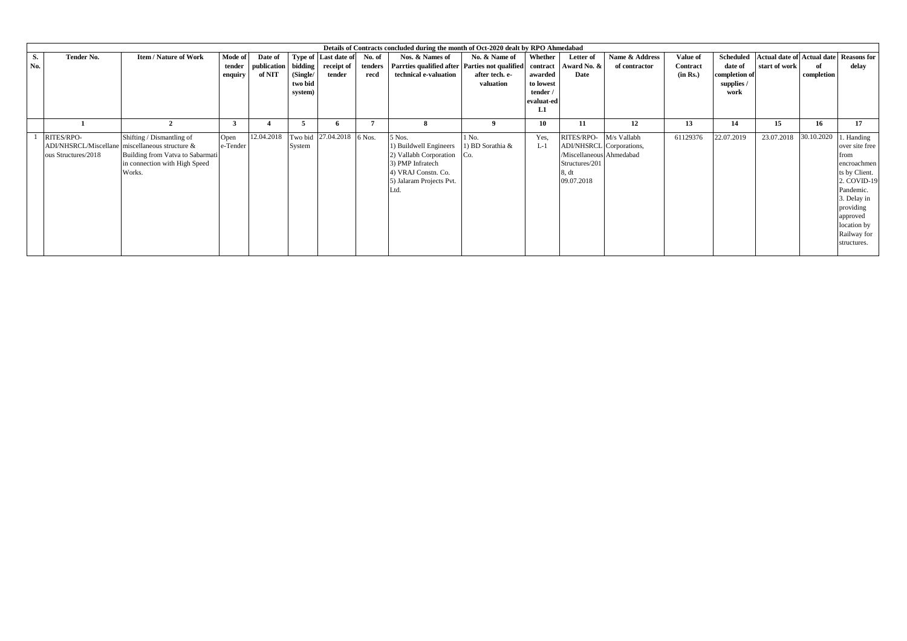**Details of Contracts concluded during the month of Oct-2020 dealt by RPO Ahmedabad**

| S. No. | Tender No. | Item / Nature of Work | Mode of tender enquiry | Date of publication of NIT | Type of bidding (Single/ two bid system) | Last date of receipt of tender | No. of tenders recd | Nos. & Names of Parrties qualified after technical e-valuation | No. & Name of Parties not qualified after tech. e-valuation | Whether contract awarded to lowest tender / evaluat-ed L1 | Letter of Award No. & Date | Name & Address of contractor | Value of Contract (in Rs.) | Scheduled date of completion of supplies / work | Actual date of start of work | Actual date of completion | Reasons for delay |
|---|---|---|---|---|---|---|---|---|---|---|---|---|---|---|---|---|---|
| | 1 | 2 | 3 | 4 | 5 | 6 | 7 | 8 | 9 | 10 | 11 | 12 | 13 | 14 | 15 | 16 | 17 |
| 1 | RITES/RPO-ADI/NHSRCL/Miscellaneous Structures/2018 | Shifting / Dismantling of miscellaneous structure & Building from Vatva to Sabarmati in connection with High Speed Works. | Open e-Tender | 12.04.2018 | Two bid System | 27.04.2018 | 6 Nos. | 5 Nos.<br>1) Buildwell Engineers<br>2) Vallabh Corporation<br>3) PMP Infratech<br>4) VRAJ Constn. Co.<br>5) Jalaram Projects Pvt. Ltd. | 1 No.<br>1) BD Sorathia & Co. | Yes, L-1 | RITES/RPO-ADI/NHSRCL/Miscellaneous Structures/2018, dt 09.07.2018 | M/s Vallabh Corporations, Ahmedabad | 61129376 | 22.07.2019 | 23.07.2018 | 30.10.2020 | 1. Handing over site free from encroachments by Client.<br>2. COVID-19 Pandemic.<br>3. Delay in providing approved location by Railway for structures. |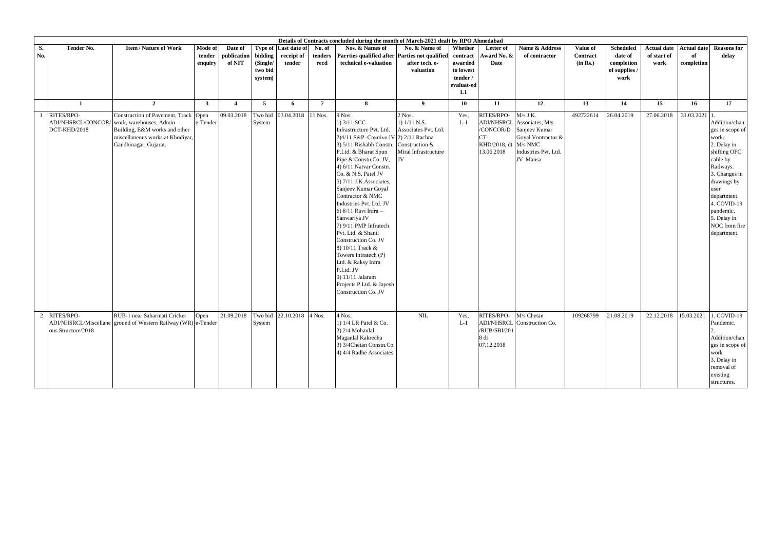Details of Contracts concluded during the month of March-2021 dealt by RPO Ahmedabad

| S. No. | Tender No. | Item / Nature of Work | Mode of tender enquiry | Date of publication of NIT | Type of bidding (Single/ two bid system) | Last date of receipt of tender | No. of tenders recd | Nos. & Names of Parrties qualified after technical e-valuation | No. & Name of Parties not qualified after tech. e-valuation | Whether contract awarded to lowest tender / evaluat-ed L1 | Letter of Award No. & Date | Name & Address of contractor | Value of Contract (in Rs.) | Scheduled date of completion of supplies / work | Actual date of start of work | Actual date of completion | Reasons for delay |
|---|---|---|---|---|---|---|---|---|---|---|---|---|---|---|---|---|---|
| | 1 | 2 | 3 | 4 | 5 | 6 | 7 | 8 | 9 | 10 | 11 | 12 | 13 | 14 | 15 | 16 | 17 |
| 1 | RITES/RPO-ADI/NHSRCL/CONCOR/DCT-KHD/2018 | Construction of Pavement, Track work, warehouses, Admin Building, E&M works and other miscellaneous works at Khodiyar, Gandhinagar, Gujarat. | Open e-Tender | 09.03.2018 | Two bid System | 03.04.2018 | 11 Nos. | 9 Nos.<br>1) 3/11 SCC Infrastructure Pvt. Ltd.<br>2)4/11 S&P–Creative JV<br>3) 5/11 Rishabh Constn. P.Ltd. & Bharat Spun Pipe & Constn.Co. JV,<br>4) 6/11 Natvar Constn. Co. & N.S. Patel JV<br>5) 7/11 J.K.Associates, Sanjeev Kumar Goyal Contractor & NMC Industries Pvt. Ltd. JV<br>6) 8/11 Ravi Infra – Sanwariya JV<br>7) 9/11 PMP Infratech Pvt. Ltd. & Shanti Construction Co. JV<br>8) 10/11 Track & Towers Infratech (P) Ltd. & Raksy Infra P.Ltd. JV<br>9) 11/11 Jalaram Projects P.Ltd. & Jayesh Construction Co. JV | 2 Nos.<br>1) 1/11 N.S. Associates Pvt. Ltd.<br>2) 2/11 Rachna Construction & Miral Infrastructure JV | Yes, L-1 | RITES/RPO-ADI/NHSRCL/CONCOR/DCT-KHD/2018, dt 13.06.2018 | M/s J.K. Associates, M/s Sanjeev Kumar Goyal Vontractor & M/s NMC Industries Pvt. Ltd. JV Mansa | 492722614 | 26.04.2019 | 27.06.2018 | 31.03.2021 | 1. Addition/changes in scope of work.<br>2. Delay in shifting OFC cable by Railways.<br>3. Changes in drawings by user department.<br>4. COVID-19 pandemic.<br>5. Delay in NOC from fire department. |
| 2 | RITES/RPO-ADI/NHSRCL/Miscellaneous Structure/2018 | RUB-1 near Sabarmati Cricket ground of Western Railway (WR) | Open e-Tender | 21.09.2018 | Two bid System | 22.10.2018 | 4 Nos. | 4 Nos.<br>1) 1/4 LR Patel & Co.<br>2) 2/4 Mohanlal Maganlal Kakrecha<br>3) 3/4Chetan Constn.Co.<br>4) 4/4 Radhe Associates | NIL | Yes, L-1 | RITES/RPO-ADI/NHSRCL/RUB/SBI/2018 dt 07.12.2018 | M/s Chetan Construction Co. | 109268799 | 21.08.2019 | 22.12.2018 | 15.03.2021 | 1. COVID-19 Pandemic.<br>2. Addition/changes in scope of work<br>3. Delay in removal of existing structures. |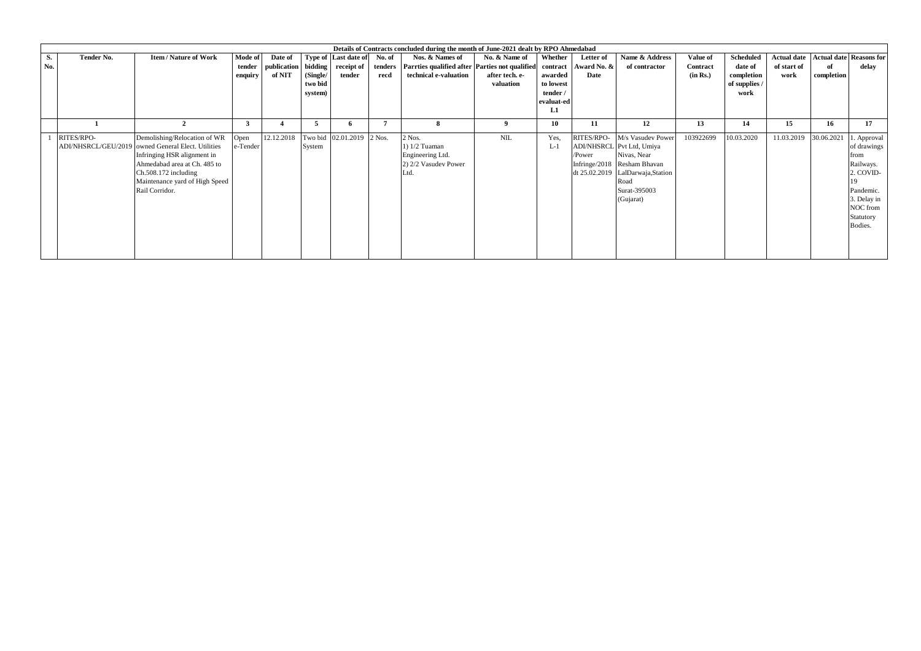| Details of Contracts concluded during the month of June-2021 dealt by RPO Ahmedabad | | | | | | | | | | | | | | | | |
|---|---|---|---|---|---|---|---|---|---|---|---|---|---|---|---|---|
| S. No. | Tender No. | Item / Nature of Work | Mode of tender enquiry | Date of publication of NIT | Type of bidding (Single/ two bid system) | Last date of receipt of tender | No. of tenders recd | Nos. & Names of Parrties qualified after technical e-valuation | No. & Name of Parties not qualified after tech. e-valuation | Whether contract awarded to lowest tender / evaluat-ed L1 | Letter of Award No. & Date | Name & Address of contractor | Value of Contract (in Rs.) | Scheduled date of completion of supplies / work | Actual date of start of work | Actual date of completion | Reasons for delay |
| | 1 | 2 | 3 | 4 | 5 | 6 | 7 | 8 | 9 | 10 | 11 | 12 | 13 | 14 | 15 | 16 | 17 |
| 1 | RITES/RPO-ADI/NHSRCL/GEU/2019 | Demolishing/Relocation of WR owned General Elect. Utilities Infringing HSR alignment in Ahmedabad area at Ch. 485 to Ch.508.172 including Maintenance yard of High Speed Rail Corridor. | Open e-Tender | 12.12.2018 | Two bid System | 02.01.2019 | 2 Nos. | 2 Nos. 1) 1/2 Tuaman Engineering Ltd. 2) 2/2 Vasudev Power Ltd. | NIL | Yes, L-1 | RITES/RPO-ADI/NHSRCL /Power Infringe/2018 dt 25.02.2019 | M/s Vasudev Power Pvt Ltd, Umiya Nivas, Near Resham Bhavan LalDarwaja,Station Road Surat-395003 (Gujarat) | 103922699 | 10.03.2020 | 11.03.2019 | 30.06.2021 | 1. Approval of drawings from Railways. 2. COVID-19 Pandemic. 3. Delay in NOC from Statutory Bodies. |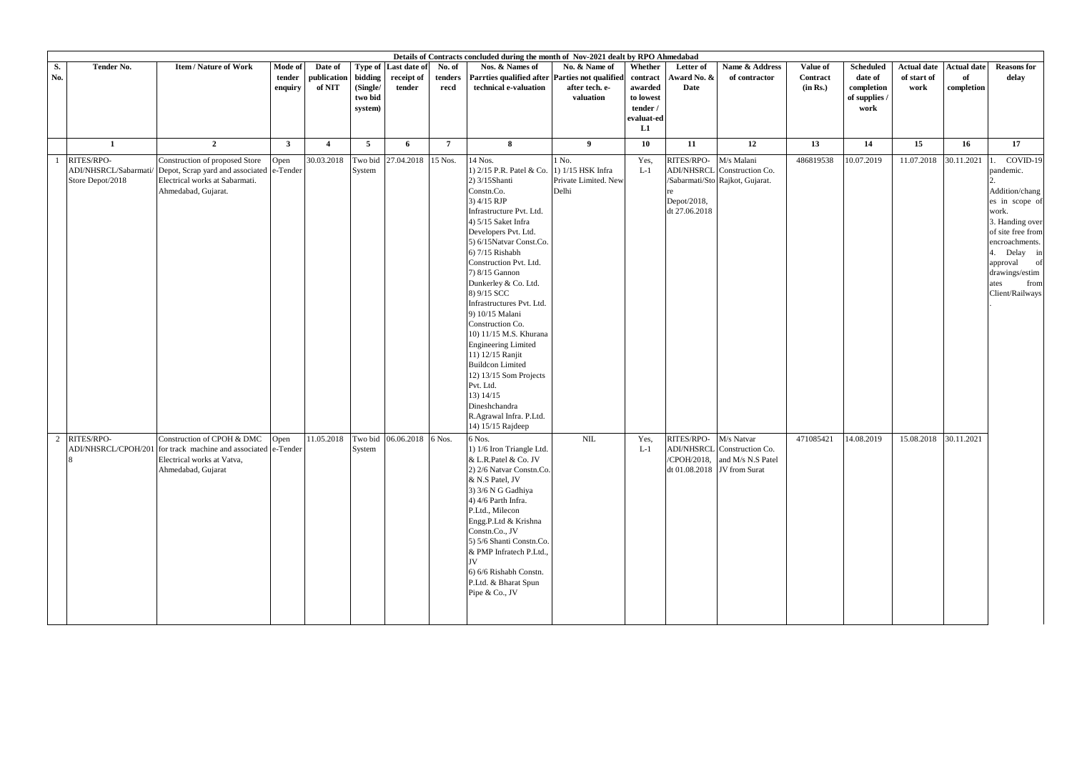| Details of Contracts concluded during the month of Nov-2021 dealt by RPO Ahmedabad | | | | | | | | | | | | | | | | |
|---|---|---|---|---|---|---|---|---|---|---|---|---|---|---|---|---|
| S. No. | Tender No. | Item / Nature of Work | Mode of tender enquiry | Date of publication of NIT | Type of bidding (Single/ two bid system) | Last date of receipt of tender | No. of tenders recd | Nos. & Names of Parrties qualified after technical e-valuation | No. & Name of Parties not qualified after tech. e-valuation | Whether contract awarded to lowest tender / evaluat-ed L1 | Letter of Award No. & Date | Name & Address of contractor | Value of Contract (in Rs.) | Scheduled date of completion of supplies / work | Actual date of start of work | Actual date of completion | Reasons for delay |
| | 1 | 2 | 3 | 4 | 5 | 6 | 7 | 8 | 9 | 10 | 11 | 12 | 13 | 14 | 15 | 16 | 17 |
| 1 | RITES/RPO-ADI/NHSRCL/Sabarmati/ Store Depot/2018 | Construction of proposed Store Depot, Scrap yard and associated Electrical works at Sabarmati. Ahmedabad, Gujarat. | Open e-Tender | 30.03.2018 | Two bid System | 27.04.2018 | 15 Nos. | 14 Nos. 1) 2/15 P.R. Patel & Co. 2) 3/15Shanti Constn.Co. 3) 4/15 RJP Infrastructure Pvt. Ltd. 4) 5/15 Saket Infra Developers Pvt. Ltd. 5) 6/15Natvar Const.Co. 6) 7/15 Rishabh Construction Pvt. Ltd. 7) 8/15 Gannon Dunkerley & Co. Ltd. 8) 9/15 SCC Infrastructures Pvt. Ltd. 9) 10/15 Malani Construction Co. 10) 11/15 M.S. Khurana Engineering Limited 11) 12/15 Ranjit Buildcon Limited 12) 13/15 Som Projects Pvt. Ltd. 13) 14/15 Dineshchandra R.Agrawal Infra. P.Ltd. 14) 15/15 Rajdeep | 1 No. 1) 1/15 HSK Infra Private Limited. New Delhi | Yes, L-1 | RITES/RPO-ADI/NHSRCL /Sabarmati/Store Depot/2018, dt 27.06.2018 | M/s Malani Construction Co. Rajkot, Gujarat. | 486819538 | 10.07.2019 | 11.07.2018 | 30.11.2021 | 1. COVID-19 pandemic. 2. Addition/changes in scope of work. 3. Handing over of site free from encroachments. 4. Delay in approval of drawings/estimates from Client/Railways. |
| 2 | RITES/RPO-ADI/NHSRCL/CPOH/2018 | Construction of CPOH & DMC for track machine and associated Electrical works at Vatva, Ahmedabad, Gujarat | Open e-Tender | 11.05.2018 | Two bid System | 06.06.2018 | 6 Nos. | 6 Nos. 1) 1/6 Iron Triangle Ltd. & L.R.Patel & Co. JV 2) 2/6 Natvar Constn.Co. & N.S Patel, JV 3) 3/6 N G Gadhiya 4) 4/6 Parth Infra. P.Ltd., Milecon Engg.P.Ltd & Krishna Constn.Co., JV 5) 5/6 Shanti Constn.Co. & PMP Infratech P.Ltd., JV 6) 6/6 Rishabh Constn. P.Ltd. & Bharat Spun Pipe & Co., JV | NIL | Yes, L-1 | RITES/RPO-ADI/NHSRCL /CPOH/2018, dt 01.08.2018 | M/s Natvar Construction Co. and M/s N.S Patel JV from Surat | 471085421 | 14.08.2019 | 15.08.2018 | 30.11.2021 | |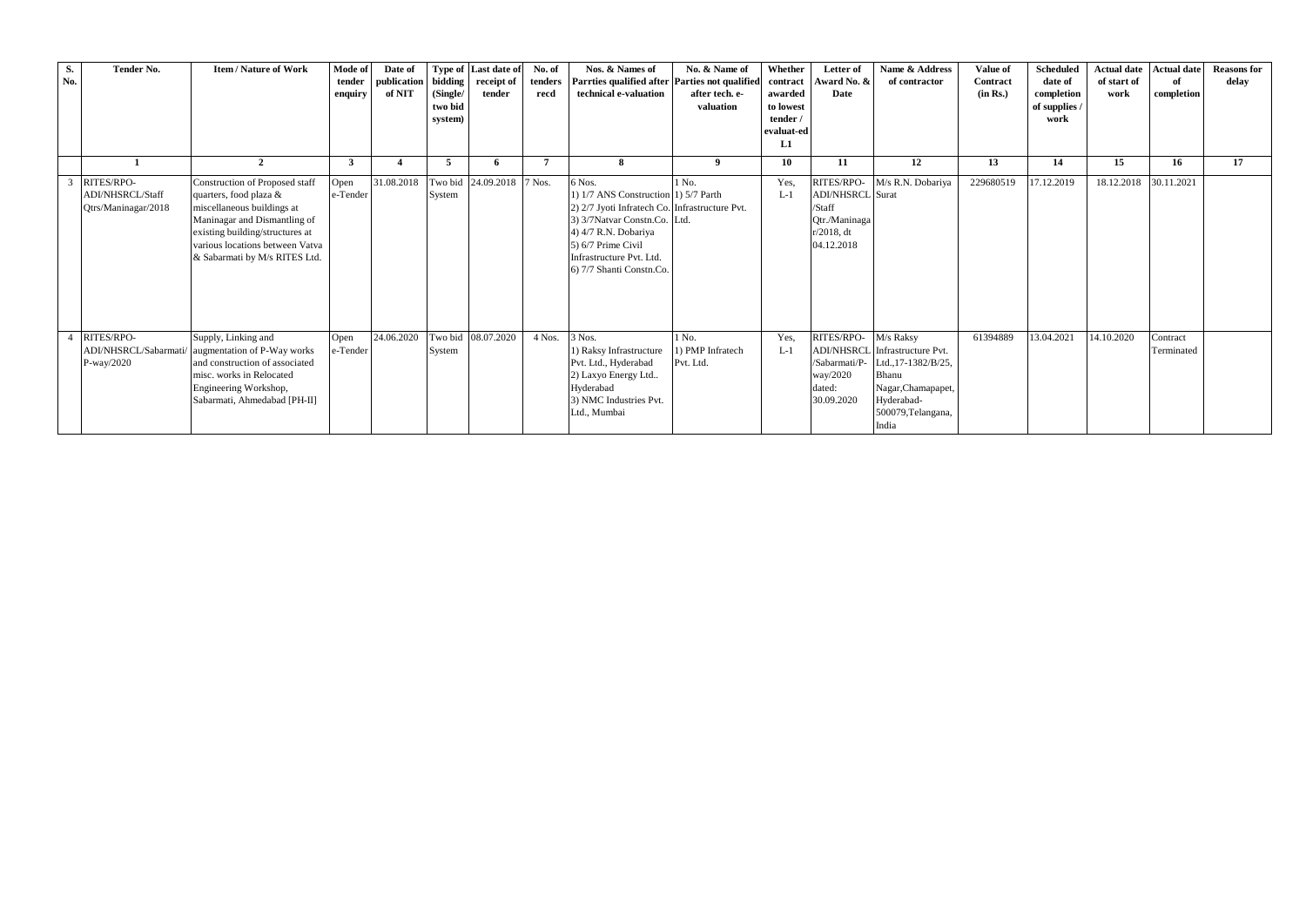| S. No. | Tender No. | Item / Nature of Work | Mode of tender enquiry | Date of publication of NIT | Type of bidding (Single/ two bid system) | Last date of receipt of tender | No. of tenders recd | Nos. & Names of Parrties qualified after technical e-valuation | No. & Name of Parties not qualified after tech. e-valuation | Whether contract awarded to lowest tender / evaluat-ed L1 | Letter of Award No. & Date | Name & Address of contractor | Value of Contract (in Rs.) | Scheduled date of completion of supplies / work | Actual date of start of work | Actual date of completion | Reasons for delay |
|---|---|---|---|---|---|---|---|---|---|---|---|---|---|---|---|---|---|
| | 1 | 2 | 3 | 4 | 5 | 6 | 7 | 8 | 9 | 10 | 11 | 12 | 13 | 14 | 15 | 16 | 17 |
| 3 | RITES/RPO-ADI/NHSRCL/Staff Qtrs/Maninagar/2018 | Construction of Proposed staff quarters, food plaza & miscellaneous buildings at Maninagar and Dismantling of existing building/structures at various locations between Vatva & Sabarmati by M/s RITES Ltd. | Open e-Tender | 31.08.2018 | Two bid System | 24.09.2018 | 7 Nos. | 6 Nos. 1) 1/7 ANS Construction 2) 2/7 Jyoti Infratech Co. 3) 3/7Natvar Constn.Co. 4) 4/7 R.N. Dobariya 5) 6/7 Prime Civil Infrastructure Pvt. Ltd. 6) 7/7 Shanti Constn.Co. | 1 No. 1) 5/7 Parth Infrastructure Pvt. Ltd. | Yes, L-1 | RITES/RPO-ADI/NHSRCL/Staff Qtr./Maninagar/2018, dt 04.12.2018 | M/s R.N. Dobariya Surat | 229680519 | 17.12.2019 | 18.12.2018 | 30.11.2021 | |
| 4 | RITES/RPO-ADI/NHSRCL/Sabarmati/P-way/2020 | Supply, Linking and augmentation of P-Way works and construction of associated misc. works in Relocated Engineering Workshop, Sabarmati, Ahmedabad [PH-II] | Open e-Tender | 24.06.2020 | Two bid System | 08.07.2020 | 4 Nos. | 3 Nos. 1) Raksy Infrastructure Pvt. Ltd., Hyderabad 2) Laxyo Energy Ltd.. Hyderabad 3) NMC Industries Pvt. Ltd., Mumbai | 1 No. 1) PMP Infratech Pvt. Ltd. | Yes, L-1 | RITES/RPO-ADI/NHSRCL/Sabarmati/P-way/2020 dated: 30.09.2020 | M/s Raksy Infrastructure Pvt. Ltd.,17-1382/B/25, Bhanu Nagar,Chamapapet, Hyderabad-500079,Telangana, India | 61394889 | 13.04.2021 | 14.10.2020 | Contract Terminated | |